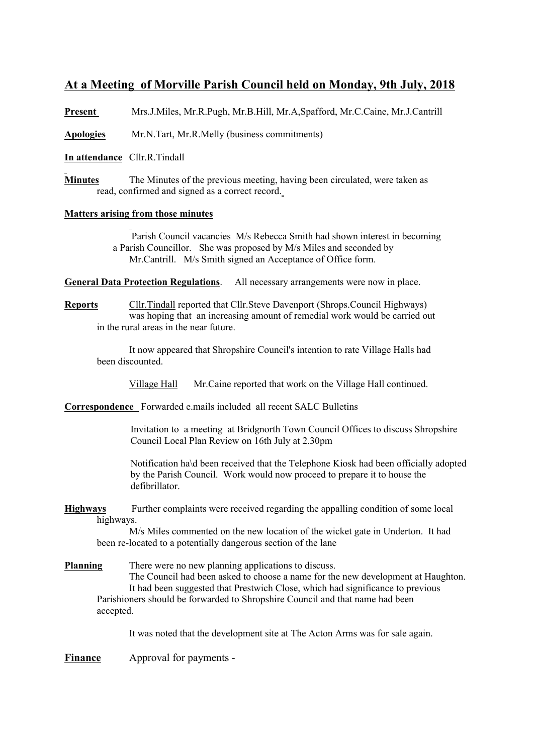## At a Meeting of Morville Parish Council held on Monday, 9th July, 2018

**Present** Mrs.J.Miles, Mr.R.Pugh, Mr.B.Hill, Mr.A,Spafford, Mr.C.Caine, Mr.J.Cantrill

**Apologies** Mr.N.Tart, Mr.R.Melly (business commitments)

**In attendance** Cllr.R.Tindall

**Minutes** The Minutes of the previous meeting, having been circulated, were taken as read, confirmed and signed as a correct record.

**Matters arising from those minutes**

Parish Council vacancies M/s Rebecca Smith had shown interest in becoming a Parish Councillor. She was proposed by M/s Miles and seconded by Mr.Cantrill. M/s Smith signed an Acceptance of Office form.

**General Data Protection Regulations**. All necessary arrangements were now in place.

**Reports** Cllr.Tindall reported that Cllr.Steve Davenport (Shrops.Council Highways) was hoping that an increasing amount of remedial work would be carried out in the rural areas in the near future.

It now appeared that Shropshire Council's intention to rate Village Halls had been discounted.

Village Hall Mr.Caine reported that work on the Village Hall continued.

**Correspondence** Forwarded e.mails included all recent SALC Bulletins

Invitation to a meeting at Bridgnorth Town Council Offices to discuss Shropshire Council Local Plan Review on 16th July at 2.30pm

Notification ha\d been received that the Telephone Kiosk had been officially adopted by the Parish Council. Work would now proceed to prepare it to house the defibrillator.

**Highways** Further complaints were received regarding the appalling condition of some local highways.

M/s Miles commented on the new location of the wicket gate in Underton. It had been re-located to a potentially dangerous section of the lane

**Planning** There were no new planning applications to discuss.

The Council had been asked to choose a name for the new development at Haughton. It had been suggested that Prestwich Close, which had significance to previous Parishioners should be forwarded to Shropshire Council and that name had been accepted.

It was noted that the development site at The Acton Arms was for sale again.

**Finance** Approval for payments -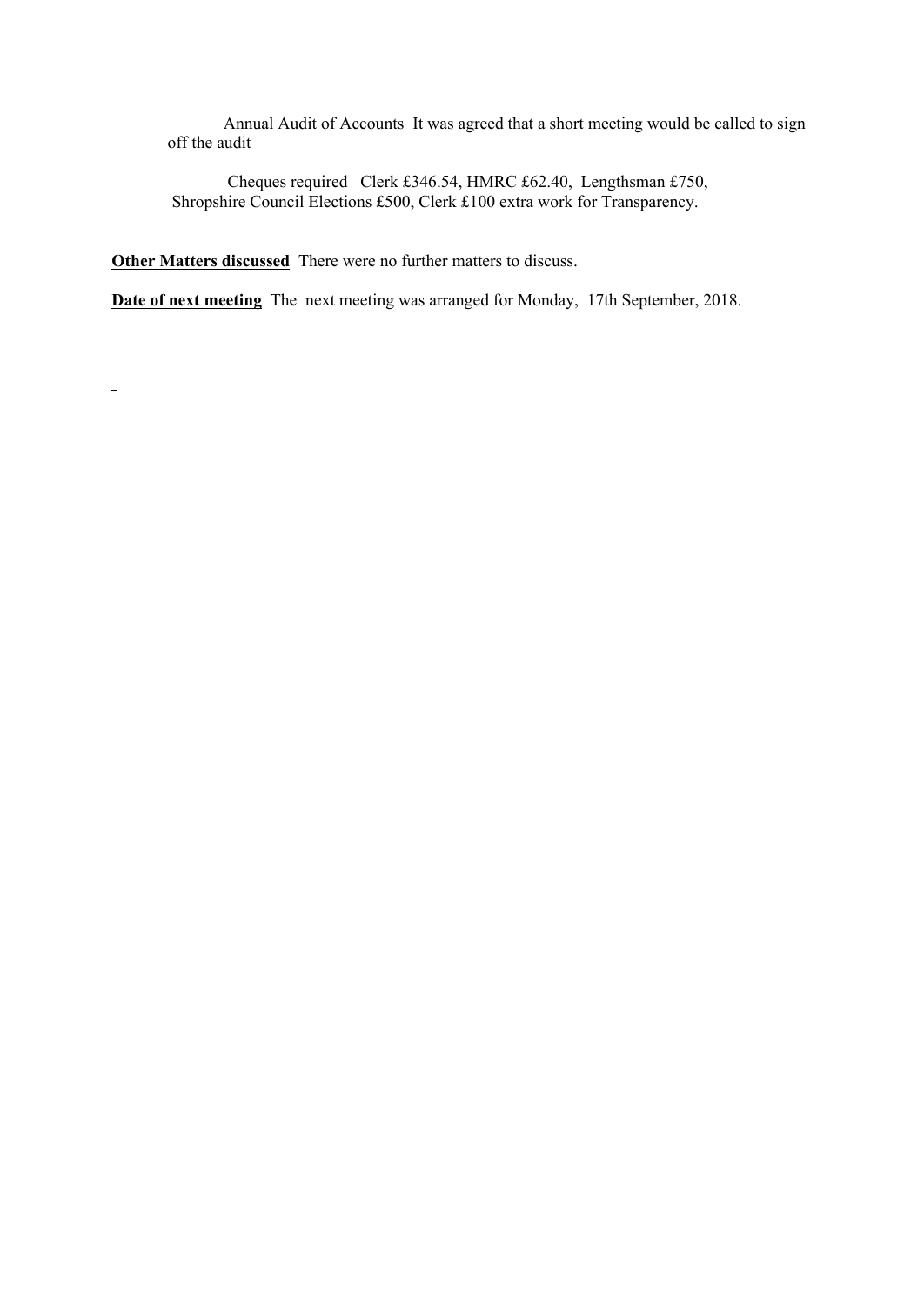Annual Audit of Accounts  It was agreed that a short meeting would be called to sign off the audit

Cheques required   Clerk £346.54, HMRC £62.40,  Lengthsman £750, Shropshire Council Elections £500, Clerk £100 extra work for Transparency.

**Other Matters discussed**  There were no further matters to discuss.

**Date of next meeting**  The  next meeting was arranged for Monday,  17th September, 2018.